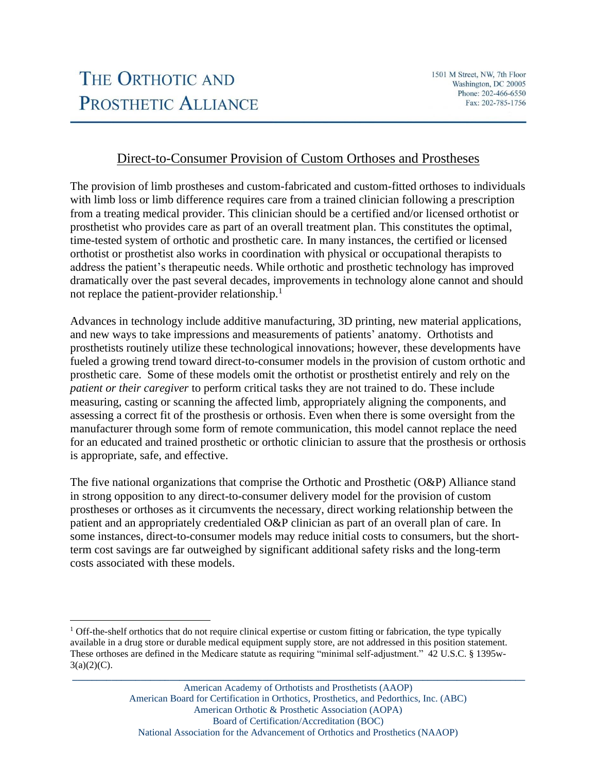# THE ORTHOTIC AND PROSTHETIC ALLIANCE

1501 M Street, NW, 7th Floor
Washington, DC 20005
Phone: 202-466-6550
Fax: 202-785-1756

## Direct-to-Consumer Provision of Custom Orthoses and Prostheses

The provision of limb prostheses and custom-fabricated and custom-fitted orthoses to individuals with limb loss or limb difference requires care from a trained clinician following a prescription from a treating medical provider. This clinician should be a certified and/or licensed orthotist or prosthetist who provides care as part of an overall treatment plan. This constitutes the optimal, time-tested system of orthotic and prosthetic care. In many instances, the certified or licensed orthotist or prosthetist also works in coordination with physical or occupational therapists to address the patient's therapeutic needs. While orthotic and prosthetic technology has improved dramatically over the past several decades, improvements in technology alone cannot and should not replace the patient-provider relationship.[1]

Advances in technology include additive manufacturing, 3D printing, new material applications, and new ways to take impressions and measurements of patients' anatomy. Orthotists and prosthetists routinely utilize these technological innovations; however, these developments have fueled a growing trend toward direct-to-consumer models in the provision of custom orthotic and prosthetic care. Some of these models omit the orthotist or prosthetist entirely and rely on the *patient or their caregiver* to perform critical tasks they are not trained to do. These include measuring, casting or scanning the affected limb, appropriately aligning the components, and assessing a correct fit of the prosthesis or orthosis. Even when there is some oversight from the manufacturer through some form of remote communication, this model cannot replace the need for an educated and trained prosthetic or orthotic clinician to assure that the prosthesis or orthosis is appropriate, safe, and effective.

The five national organizations that comprise the Orthotic and Prosthetic (O&P) Alliance stand in strong opposition to any direct-to-consumer delivery model for the provision of custom prostheses or orthoses as it circumvents the necessary, direct working relationship between the patient and an appropriately credentialed O&P clinician as part of an overall plan of care. In some instances, direct-to-consumer models may reduce initial costs to consumers, but the short-term cost savings are far outweighed by significant additional safety risks and the long-term costs associated with these models.

[1] Off-the-shelf orthotics that do not require clinical expertise or custom fitting or fabrication, the type typically available in a drug store or durable medical equipment supply store, are not addressed in this position statement. These orthoses are defined in the Medicare statute as requiring "minimal self-adjustment." 42 U.S.C. § 1395w-3(a)(2)(C).

American Academy of Orthotists and Prosthetists (AAOP)
American Board for Certification in Orthotics, Prosthetics, and Pedorthics, Inc. (ABC)
American Orthotic & Prosthetic Association (AOPA)
Board of Certification/Accreditation (BOC)
National Association for the Advancement of Orthotics and Prosthetics (NAAOP)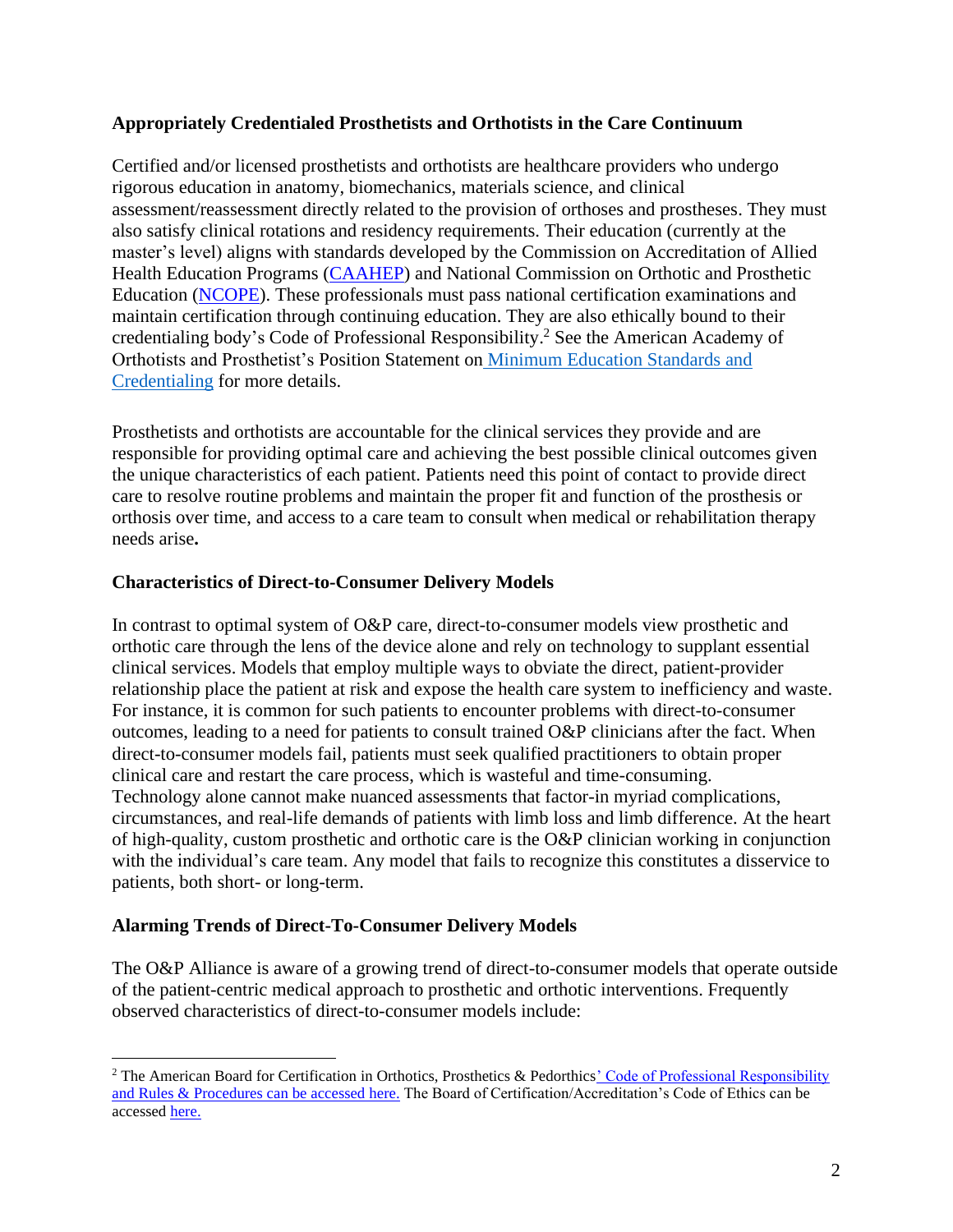### Appropriately Credentialed Prosthetists and Orthotists in the Care Continuum

Certified and/or licensed prosthetists and orthotists are healthcare providers who undergo rigorous education in anatomy, biomechanics, materials science, and clinical assessment/reassessment directly related to the provision of orthoses and prostheses. They must also satisfy clinical rotations and residency requirements. Their education (currently at the master's level) aligns with standards developed by the Commission on Accreditation of Allied Health Education Programs (CAAHEP) and National Commission on Orthotic and Prosthetic Education (NCOPE). These professionals must pass national certification examinations and maintain certification through continuing education. They are also ethically bound to their credentialing body's Code of Professional Responsibility.[2] See the American Academy of Orthotists and Prosthetist's Position Statement on Minimum Education Standards and Credentialing for more details.

Prosthetists and orthotists are accountable for the clinical services they provide and are responsible for providing optimal care and achieving the best possible clinical outcomes given the unique characteristics of each patient. Patients need this point of contact to provide direct care to resolve routine problems and maintain the proper fit and function of the prosthesis or orthosis over time, and access to a care team to consult when medical or rehabilitation therapy needs arise**.**

### Characteristics of Direct-to-Consumer Delivery Models

In contrast to optimal system of O&P care, direct-to-consumer models view prosthetic and orthotic care through the lens of the device alone and rely on technology to supplant essential clinical services. Models that employ multiple ways to obviate the direct, patient-provider relationship place the patient at risk and expose the health care system to inefficiency and waste. For instance, it is common for such patients to encounter problems with direct-to-consumer outcomes, leading to a need for patients to consult trained O&P clinicians after the fact. When direct-to-consumer models fail, patients must seek qualified practitioners to obtain proper clinical care and restart the care process, which is wasteful and time-consuming. Technology alone cannot make nuanced assessments that factor-in myriad complications, circumstances, and real-life demands of patients with limb loss and limb difference. At the heart of high-quality, custom prosthetic and orthotic care is the O&P clinician working in conjunction with the individual's care team. Any model that fails to recognize this constitutes a disservice to patients, both short- or long-term.

### Alarming Trends of Direct-To-Consumer Delivery Models

The O&P Alliance is aware of a growing trend of direct-to-consumer models that operate outside of the patient-centric medical approach to prosthetic and orthotic interventions. Frequently observed characteristics of direct-to-consumer models include:

---

[2] The American Board for Certification in Orthotics, Prosthetics & Pedorthics' Code of Professional Responsibility and Rules & Procedures can be accessed here. The Board of Certification/Accreditation's Code of Ethics can be accessed here.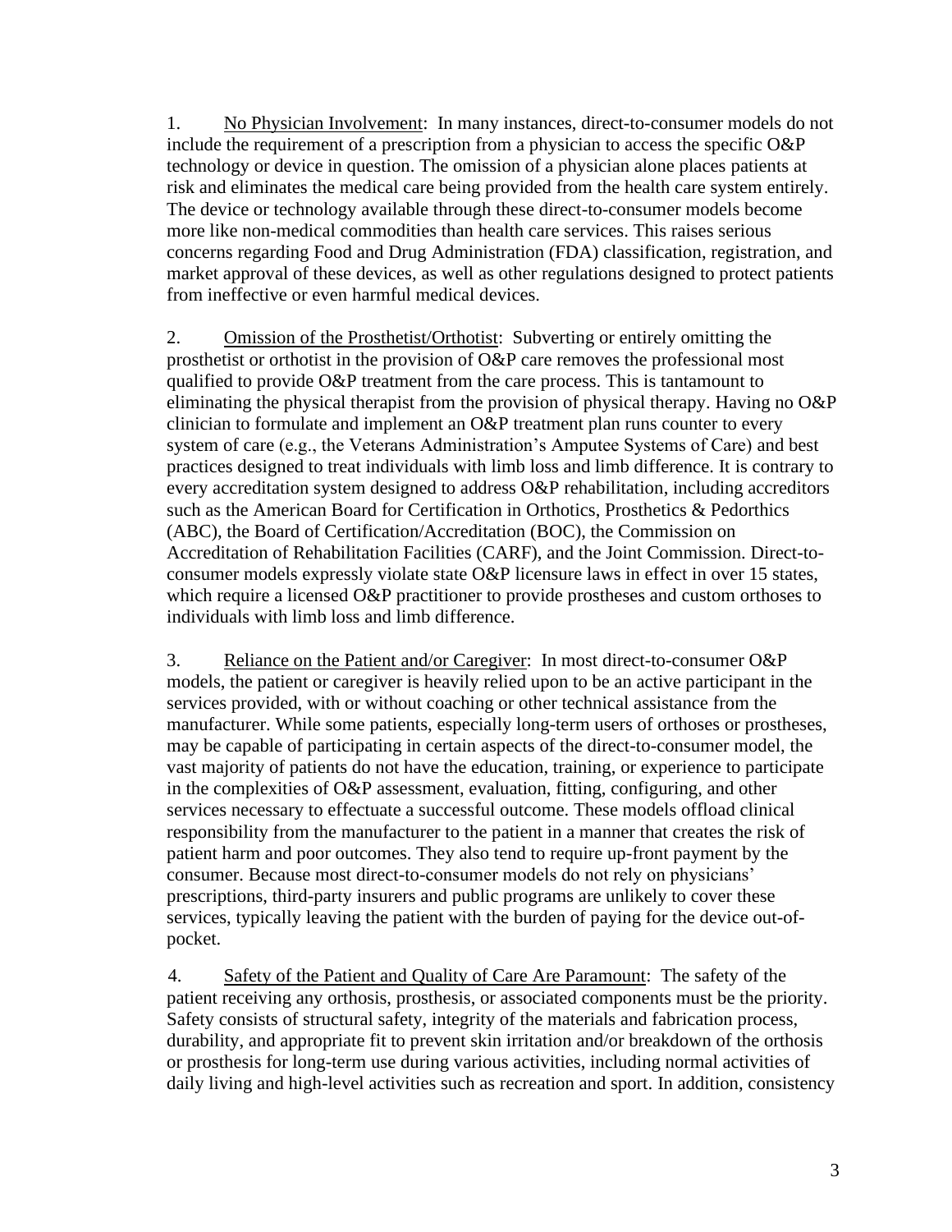1. <u>No Physician Involvement</u>: In many instances, direct-to-consumer models do not include the requirement of a prescription from a physician to access the specific O&P technology or device in question. The omission of a physician alone places patients at risk and eliminates the medical care being provided from the health care system entirely. The device or technology available through these direct-to-consumer models become more like non-medical commodities than health care services. This raises serious concerns regarding Food and Drug Administration (FDA) classification, registration, and market approval of these devices, as well as other regulations designed to protect patients from ineffective or even harmful medical devices.

2. <u>Omission of the Prosthetist/Orthotist</u>: Subverting or entirely omitting the prosthetist or orthotist in the provision of O&P care removes the professional most qualified to provide O&P treatment from the care process. This is tantamount to eliminating the physical therapist from the provision of physical therapy. Having no O&P clinician to formulate and implement an O&P treatment plan runs counter to every system of care (e.g., the Veterans Administration's Amputee Systems of Care) and best practices designed to treat individuals with limb loss and limb difference. It is contrary to every accreditation system designed to address O&P rehabilitation, including accreditors such as the American Board for Certification in Orthotics, Prosthetics & Pedorthics (ABC), the Board of Certification/Accreditation (BOC), the Commission on Accreditation of Rehabilitation Facilities (CARF), and the Joint Commission. Direct-to-consumer models expressly violate state O&P licensure laws in effect in over 15 states, which require a licensed O&P practitioner to provide prostheses and custom orthoses to individuals with limb loss and limb difference.

3. <u>Reliance on the Patient and/or Caregiver</u>: In most direct-to-consumer O&P models, the patient or caregiver is heavily relied upon to be an active participant in the services provided, with or without coaching or other technical assistance from the manufacturer. While some patients, especially long-term users of orthoses or prostheses, may be capable of participating in certain aspects of the direct-to-consumer model, the vast majority of patients do not have the education, training, or experience to participate in the complexities of O&P assessment, evaluation, fitting, configuring, and other services necessary to effectuate a successful outcome. These models offload clinical responsibility from the manufacturer to the patient in a manner that creates the risk of patient harm and poor outcomes. They also tend to require up-front payment by the consumer. Because most direct-to-consumer models do not rely on physicians' prescriptions, third-party insurers and public programs are unlikely to cover these services, typically leaving the patient with the burden of paying for the device out-of-pocket.

4. <u>Safety of the Patient and Quality of Care Are Paramount</u>: The safety of the patient receiving any orthosis, prosthesis, or associated components must be the priority. Safety consists of structural safety, integrity of the materials and fabrication process, durability, and appropriate fit to prevent skin irritation and/or breakdown of the orthosis or prosthesis for long-term use during various activities, including normal activities of daily living and high-level activities such as recreation and sport. In addition, consistency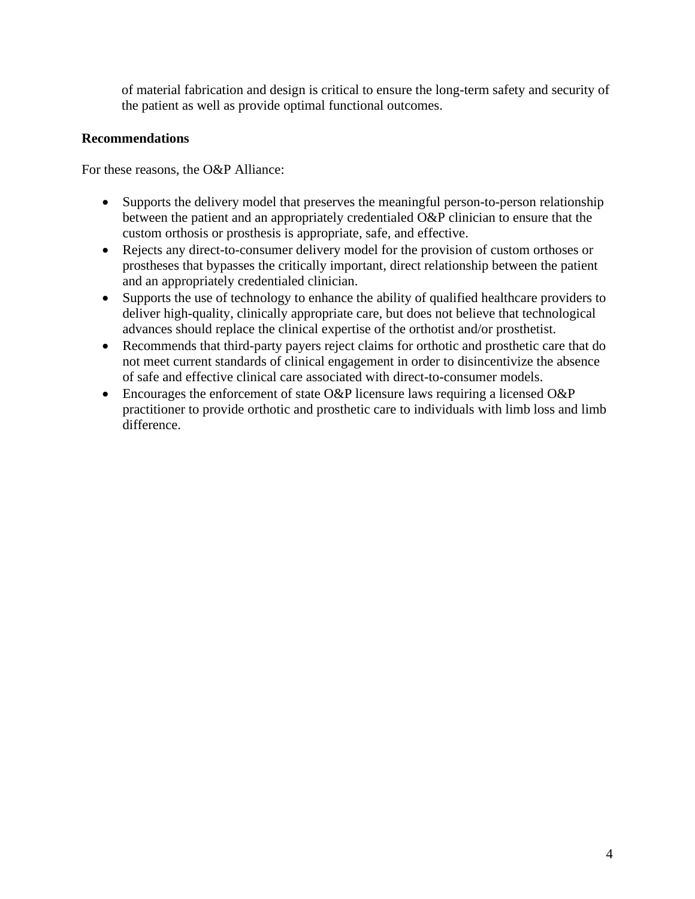of material fabrication and design is critical to ensure the long-term safety and security of the patient as well as provide optimal functional outcomes.

**Recommendations**

For these reasons, the O&P Alliance:

- Supports the delivery model that preserves the meaningful person-to-person relationship between the patient and an appropriately credentialed O&P clinician to ensure that the custom orthosis or prosthesis is appropriate, safe, and effective.
- Rejects any direct-to-consumer delivery model for the provision of custom orthoses or prostheses that bypasses the critically important, direct relationship between the patient and an appropriately credentialed clinician.
- Supports the use of technology to enhance the ability of qualified healthcare providers to deliver high-quality, clinically appropriate care, but does not believe that technological advances should replace the clinical expertise of the orthotist and/or prosthetist.
- Recommends that third-party payers reject claims for orthotic and prosthetic care that do not meet current standards of clinical engagement in order to disincentivize the absence of safe and effective clinical care associated with direct-to-consumer models.
- Encourages the enforcement of state O&P licensure laws requiring a licensed O&P practitioner to provide orthotic and prosthetic care to individuals with limb loss and limb difference.